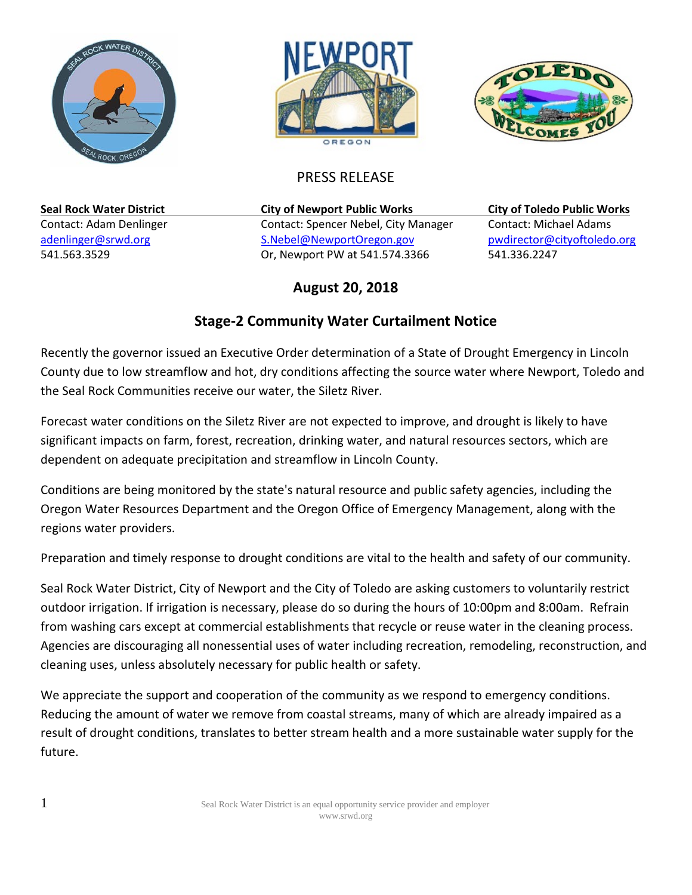PRESS RELEASE

| **Seal Rock Water District** | **City of Newport Public Works** | **City of Toledo Public Works** |
| --- | --- | --- |
| Contact: Adam Denlinger | Contact: Spencer Nebel, City Manager | Contact: Michael Adams |
| adenlinger@srwd.org | S.Nebel@NewportOregon.gov | pwdirector@cityoftoledo.org |
| 541.563.3529 | Or, Newport PW at 541.574.3366 | 541.336.2247 |

**August 20, 2018**

## Stage-2 Community Water Curtailment Notice

Recently the governor issued an Executive Order determination of a State of Drought Emergency in Lincoln County due to low streamflow and hot, dry conditions affecting the source water where Newport, Toledo and the Seal Rock Communities receive our water, the Siletz River.

Forecast water conditions on the Siletz River are not expected to improve, and drought is likely to have significant impacts on farm, forest, recreation, drinking water, and natural resources sectors, which are dependent on adequate precipitation and streamflow in Lincoln County.

Conditions are being monitored by the state's natural resource and public safety agencies, including the Oregon Water Resources Department and the Oregon Office of Emergency Management, along with the regions water providers.

Preparation and timely response to drought conditions are vital to the health and safety of our community.

Seal Rock Water District, City of Newport and the City of Toledo are asking customers to voluntarily restrict outdoor irrigation. If irrigation is necessary, please do so during the hours of 10:00pm and 8:00am. Refrain from washing cars except at commercial establishments that recycle or reuse water in the cleaning process. Agencies are discouraging all nonessential uses of water including recreation, remodeling, reconstruction, and cleaning uses, unless absolutely necessary for public health or safety.

We appreciate the support and cooperation of the community as we respond to emergency conditions. Reducing the amount of water we remove from coastal streams, many of which are already impaired as a result of drought conditions, translates to better stream health and a more sustainable water supply for the future.

Seal Rock Water District is an equal opportunity service provider and employer
www.srwd.org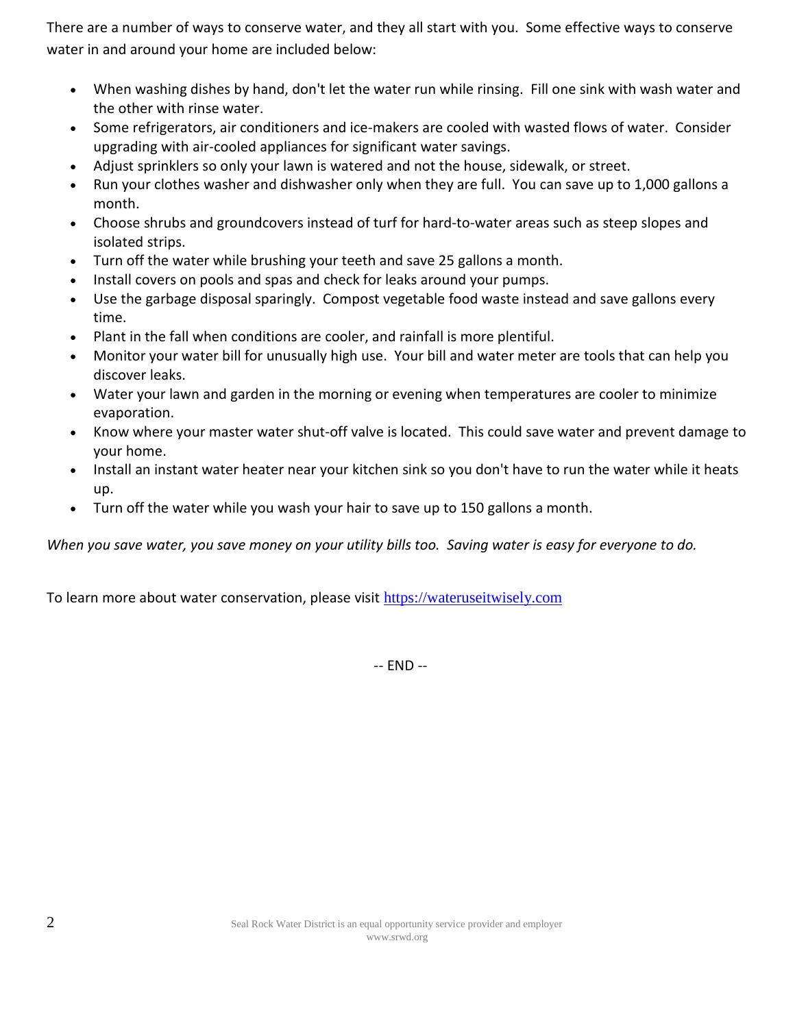There are a number of ways to conserve water, and they all start with you. Some effective ways to conserve water in and around your home are included below:

- When washing dishes by hand, don't let the water run while rinsing. Fill one sink with wash water and the other with rinse water.
- Some refrigerators, air conditioners and ice-makers are cooled with wasted flows of water. Consider upgrading with air-cooled appliances for significant water savings.
- Adjust sprinklers so only your lawn is watered and not the house, sidewalk, or street.
- Run your clothes washer and dishwasher only when they are full. You can save up to 1,000 gallons a month.
- Choose shrubs and groundcovers instead of turf for hard-to-water areas such as steep slopes and isolated strips.
- Turn off the water while brushing your teeth and save 25 gallons a month.
- Install covers on pools and spas and check for leaks around your pumps.
- Use the garbage disposal sparingly. Compost vegetable food waste instead and save gallons every time.
- Plant in the fall when conditions are cooler, and rainfall is more plentiful.
- Monitor your water bill for unusually high use. Your bill and water meter are tools that can help you discover leaks.
- Water your lawn and garden in the morning or evening when temperatures are cooler to minimize evaporation.
- Know where your master water shut-off valve is located. This could save water and prevent damage to your home.
- Install an instant water heater near your kitchen sink so you don't have to run the water while it heats up.
- Turn off the water while you wash your hair to save up to 150 gallons a month.

*When you save water, you save money on your utility bills too. Saving water is easy for everyone to do.*

To learn more about water conservation, please visit https://wateruseitwisely.com

-- END --

Seal Rock Water District is an equal opportunity service provider and employer
www.srwd.org